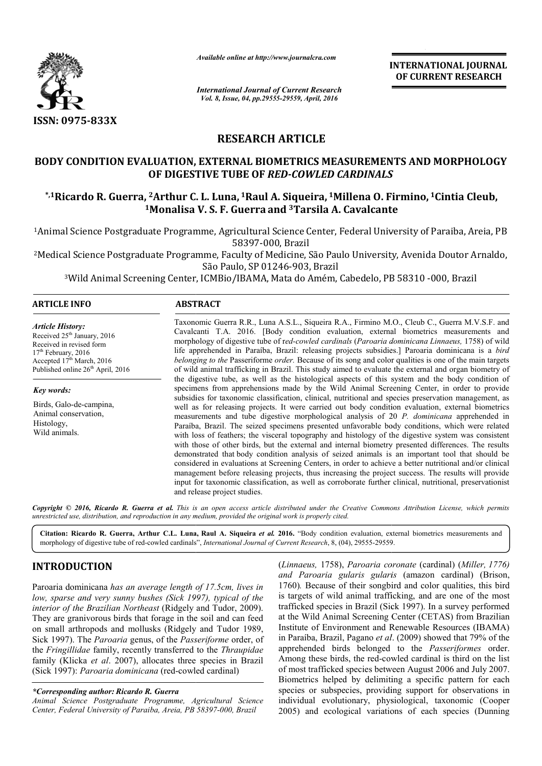# RESEARCH ARTICLE

## BODY CONDITION EVALUATION, EXTERNAL BIOMETRICS MEASUREMENTS AND MORPHOLOGY OF DIGESTIVE TUBE OF *RED-COWLED CARDINALS*

**\*,[1]Ricardo R. Guerra, [2]Arthur C. L. Luna, [1]Raul A. Siqueira, [1]Millena O. Firmino, [1]Cintia Cleub, [1]Monalisa V. S. F. Guerra and [3]Tarsila A. Cavalcante**

[1]Animal Science Postgraduate Programme, Agricultural Science Center, Federal University of Paraiba, Areia, PB 58397-000, Brazil

[2]Medical Science Postgraduate Programme, Faculty of Medicine, São Paulo University, Avenida Doutor Arnaldo, São Paulo, SP 01246-903, Brazil

[3]Wild Animal Screening Center, ICMBio/IBAMA, Mata do Amém, Cabedelo, PB 58310 -000, Brazil

**ARTICLE INFO**

*Article History:*
Received 25th January, 2016
Received in revised form 17th February, 2016
Accepted 17th March, 2016
Published online 26th April, 2016

*Key words:*
Birds, Galo-de-campina,
Animal conservation,
Histology,
Wild animals.

**ABSTRACT**

Taxonomic Guerra R.R., Luna A.S.L., Siqueira R.A., Firmino M.O., Cleub C., Guerra M.V.S.F. and Cavalcanti T.A. 2016. [Body condition evaluation, external biometrics measurements and morphology of digestive tube of *red-cowled cardinals* (*Paroaria dominicana Linnaeus,* 1758) of wild life apprehended in Paraíba, Brazil: releasing projects subsidies.] Paroaria dominicana is a *bird belonging to the* Passeriforme *order.* Because of its song and color qualities is one of the main targets of wild animal trafficking in Brazil. This study aimed to evaluate the external and organ biometry of the digestive tube, as well as the histological aspects of this system and the body condition of specimens from apprehensions made by the Wild Animal Screening Center, in order to provide subsidies for taxonomic classification, clinical, nutritional and species preservation management, as well as for releasing projects. It were carried out body condition evaluation, external biometrics measurements and tube digestive morphological analysis of 20 *P. dominicana* apprehended in Paraíba, Brazil. The seized specimens presented unfavorable body conditions, which were related with loss of feathers; the visceral topography and histology of the digestive system was consistent with those of other birds, but the external and internal biometry presented differences. The results demonstrated that body condition analysis of seized animals is an important tool that should be considered in evaluations at Screening Centers, in order to achieve a better nutritional and/or clinical management before releasing projects, thus increasing the project success. The results will provide input for taxonomic classification, as well as corroborate further clinical, nutritional, preservationist and release project studies.

*Copyright © 2016, Ricardo R. Guerra et al. This is an open access article distributed under the Creative Commons Attribution License, which permits unrestricted use, distribution, and reproduction in any medium, provided the original work is properly cited.*

**Citation: Ricardo R. Guerra, Arthur C.L. Luna, Raul A. Siqueira *et al.* 2016.** "Body condition evaluation, external biometrics measurements and morphology of digestive tube of red-cowled cardinals", *International Journal of Current Research*, 8, (04), 29555-29559.

## INTRODUCTION

Paroaria dominicana *has an average length of 17.5cm, lives in low, sparse and very sunny bushes (Sick 1997), typical of the interior of the Brazilian Northeast* (Ridgely and Tudor, 2009). They are granivorous birds that forage in the soil and can feed on small arthropods and mollusks (Ridgely and Tudor 1989, Sick 1997). The *Paroaria* genus, of the *Passeriforme* order, of the *Fringillidae* family, recently transferred to the *Thraupidae* family (Klicka *et al*. 2007), allocates three species in Brazil (Sick 1997): *Paroaria dominicana* (red-cowled cardinal) (*Linnaeus,* 1758), *Paroaria coronate* (cardinal) (*Miller, 1776) and Paroaria gularis gularis* (amazon cardinal) (Brison, 1760)*.* Because of their songbird and color qualities, this bird is targets of wild animal trafficking, and are one of the most trafficked species in Brazil (Sick 1997). In a survey performed at the Wild Animal Screening Center (CETAS) from Brazilian Institute of Environment and Renewable Resources (IBAMA) in Paraíba, Brazil, Pagano *et al*. (2009) showed that 79% of the apprehended birds belonged to the *Passeriformes* order. Among these birds, the red-cowled cardinal is third on the list of most trafficked species between August 2006 and July 2007. Biometrics helped by delimiting a specific pattern for each species or subspecies, providing support for observations in individual evolutionary, physiological, taxonomic (Cooper 2005) and ecological variations of each species (Dunning

*\*Corresponding author: Ricardo R. Guerra*
*Animal Science Postgraduate Programme, Agricultural Science Center, Federal University of Paraiba, Areia, PB 58397-000, Brazil*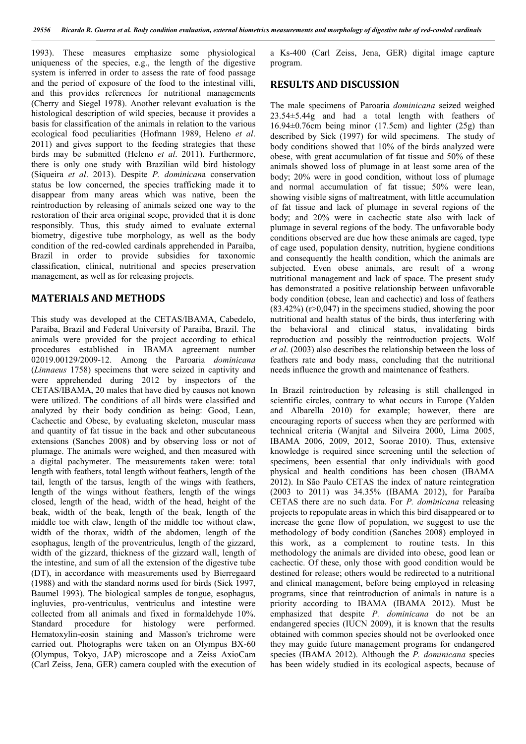1993). These measures emphasize some physiological uniqueness of the species, e.g., the length of the digestive system is inferred in order to assess the rate of food passage and the period of exposure of the food to the intestinal villi, and this provides references for nutritional managements (Cherry and Siegel 1978). Another relevant evaluation is the histological description of wild species, because it provides a basis for classification of the animals in relation to the various ecological food peculiarities (Hofmann 1989, Heleno *et al*. 2011) and gives support to the feeding strategies that these birds may be submitted (Heleno *et al*. 2011). Furthermore, there is only one study with Brazilian wild bird histology (Siqueira *et al*. 2013). Despite *P. dominican*a conservation status be low concerned, the species trafficking made it to disappear from many areas which was native, been the reintroduction by releasing of animals seized one way to the restoration of their area original scope, provided that it is done responsibly. Thus, this study aimed to evaluate external biometry, digestive tube morphology, as well as the body condition of the red-cowled cardinals apprehended in Paraíba, Brazil in order to provide subsidies for taxonomic classification, clinical, nutritional and species preservation management, as well as for releasing projects.

## MATERIALS AND METHODS

This study was developed at the CETAS/IBAMA, Cabedelo, Paraíba, Brazil and Federal University of Paraíba, Brazil. The animals were provided for the project according to ethical procedures established in IBAMA agreement number 02019.00129/2009-12. Among the Paroaria *dominicana* (*Linnaeus* 1758) specimens that were seized in captivity and were apprehended during 2012 by inspectors of the CETAS/IBAMA, 20 males that have died by causes not known were utilized. The conditions of all birds were classified and analyzed by their body condition as being: Good, Lean, Cachectic and Obese, by evaluating skeleton, muscular mass and quantity of fat tissue in the back and other subcutaneous extensions (Sanches 2008) and by observing loss or not of plumage. The animals were weighed, and then measured with a digital pachymeter. The measurements taken were: total length with feathers, total length without feathers, length of the tail, length of the tarsus, length of the wings with feathers, length of the wings without feathers, length of the wings closed, length of the head, width of the head, height of the beak, width of the beak, length of the beak, length of the middle toe with claw, length of the middle toe without claw, width of the thorax, width of the abdomen, length of the esophagus, length of the proventriculus, length of the gizzard, width of the gizzard, thickness of the gizzard wall, length of the intestine, and sum of all the extension of the digestive tube (DT), in accordance with measurements used by Bierregaard (1988) and with the standard norms used for birds (Sick 1997, Baumel 1993). The biological samples de tongue, esophagus, ingluvies, pro-ventriculus, ventriculus and intestine were collected from all animals and fixed in formaldehyde 10%. Standard procedure for histology were performed. Hematoxylin-eosin staining and Masson's trichrome were carried out. Photographs were taken on an Olympus BX-60 (Olympus, Tokyo, JAP) microscope and a Zeiss AxioCam (Carl Zeiss, Jena, GER) camera coupled with the execution of a Ks-400 (Carl Zeiss, Jena, GER) digital image capture program.

## RESULTS AND DISCUSSION

The male specimens of Paroaria *dominicana* seized weighed 23.54±5.44g and had a total length with feathers of 16.94±0.76cm being minor (17.5cm) and lighter (25g) than described by Sick (1997) for wild specimens. The study of body conditions showed that 10% of the birds analyzed were obese, with great accumulation of fat tissue and 50% of these animals showed loss of plumage in at least some area of the body; 20% were in good condition, without loss of plumage and normal accumulation of fat tissue; 50% were lean, showing visible signs of maltreatment, with little accumulation of fat tissue and lack of plumage in several regions of the body; and 20% were in cachectic state also with lack of plumage in several regions of the body. The unfavorable body conditions observed are due how these animals are caged, type of cage used, population density, nutrition, hygiene conditions and consequently the health condition, which the animals are subjected. Even obese animals, are result of a wrong nutritional management and lack of space. The present study has demonstrated a positive relationship between unfavorable body condition (obese, lean and cachectic) and loss of feathers (83.42%) ($r>0,047$) in the specimens studied, showing the poor nutritional and health status of the birds, thus interfering with the behavioral and clinical status, invalidating birds reproduction and possibly the reintroduction projects. Wolf *et al*. (2003) also describes the relationship between the loss of feathers rate and body mass, concluding that the nutritional needs influence the growth and maintenance of feathers.

In Brazil reintroduction by releasing is still challenged in scientific circles, contrary to what occurs in Europe (Yalden and Albarella 2010) for example; however, there are encouraging reports of success when they are performed with technical criteria (Wanjtal and Silveira 2000, Lima 2005, IBAMA 2006, 2009, 2012, Soorae 2010). Thus, extensive knowledge is required since screening until the selection of specimens, been essential that only individuals with good physical and health conditions has been chosen (IBAMA 2012). In São Paulo CETAS the index of nature reintegration (2003 to 2011) was 34.35% (IBAMA 2012), for Paraíba CETAS there are no such data. For *P. dominicana* releasing projects to repopulate areas in which this bird disappeared or to increase the gene flow of population, we suggest to use the methodology of body condition (Sanches 2008) employed in this work, as a complement to routine tests. In this methodology the animals are divided into obese, good lean or cachectic. Of these, only those with good condition would be destined for release; others would be redirected to a nutritional and clinical management, before being employed in releasing programs, since that reintroduction of animals in nature is a priority according to IBAMA (IBAMA 2012). Must be emphasized that despite *P. dominicana* do not be an endangered species (IUCN 2009), it is known that the results obtained with common species should not be overlooked once they may guide future management programs for endangered species (IBAMA 2012). Although the *P. dominicana* species has been widely studied in its ecological aspects, because of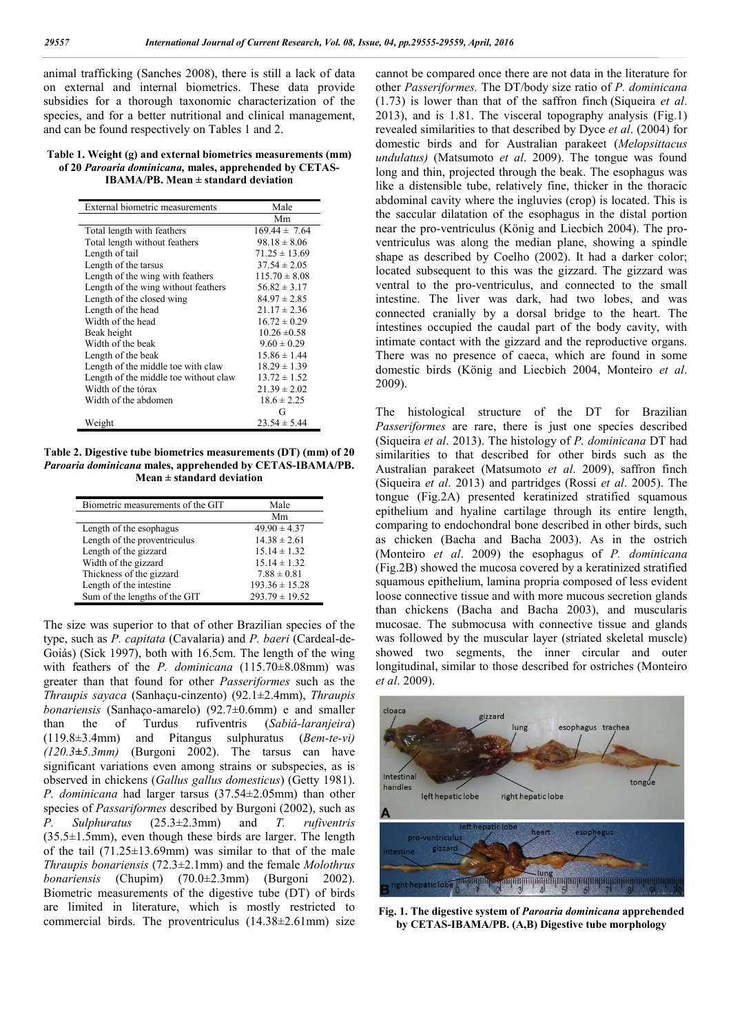animal trafficking (Sanches 2008), there is still a lack of data on external and internal biometrics. These data provide subsidies for a thorough taxonomic characterization of the species, and for a better nutritional and clinical management, and can be found respectively on Tables 1 and 2.

**Table 1. Weight (g) and external biometrics measurements (mm) of 20 *Paroaria dominicana,* males, apprehended by CETAS-IBAMA/PB. Mean ± standard deviation**

| External biometric measurements | Male |
|---|---|
| | Mm |
| Total length with feathers | 169.44 ± 7.64 |
| Total length without feathers | 98.18 ± 8.06 |
| Length of tail | 71.25 ± 13.69 |
| Length of the tarsus | 37.54 ± 2.05 |
| Length of the wing with feathers | 115.70 ± 8.08 |
| Length of the wing without feathers | 56.82 ± 3.17 |
| Length of the closed wing | 84.97 ± 2.85 |
| Length of the head | 21.17 ± 2.36 |
| Width of the head | 16.72 ± 0.29 |
| Beak height | 10.26 ±0.58 |
| Width of the beak | 9.60 ± 0.29 |
| Length of the beak | 15.86 ± 1.44 |
| Length of the middle toe with claw | 18.29 ± 1.39 |
| Length of the middle toe without claw | 13.72 ± 1.52 |
| Width of the tórax | 21.39 ± 2.02 |
| Width of the abdomen | 18.6 ± 2.25 |
| | G |
| Weight | 23.54 ± 5.44 |

**Table 2. Digestive tube biometrics measurements (DT) (mm) of 20 *Paroaria dominicana* males, apprehended by CETAS-IBAMA/PB. Mean ± standard deviation**

| Biometric measurements of the GIT | Male |
|---|---|
| | Mm |
| Length of the esophagus | 49.90 ± 4.37 |
| Length of the proventriculus | 14.38 ± 2.61 |
| Length of the gizzard | 15.14 ± 1.32 |
| Width of the gizzard | 15.14 ± 1.32 |
| Thickness of the gizzard | 7.88 ± 0.81 |
| Length of the intestine | 193.36 ± 15.28 |
| Sum of the lengths of the GIT | 293.79 ± 19.52 |

The size was superior to that of other Brazilian species of the type, such as *P. capitata* (Cavalaria) and *P. baeri* (Cardeal-de-Goiás) (Sick 1997), both with 16.5cm. The length of the wing with feathers of the *P. dominicana* (115.70±8.08mm) was greater than that found for other *Passeriformes* such as the *Thraupis sayaca* (Sanhaçu-cinzento) (92.1±2.4mm), *Thraupis bonariensis* (Sanhaço-amarelo) (92.7±0.6mm) e and smaller than the of Turdus rufiventris (*Sabiá-laranjeira*) (119.8±3.4mm) and Pitangus sulphuratus (*Bem-te-vi) (120.3±5.3mm)* (Burgoni 2002). The tarsus can have significant variations even among strains or subspecies, as is observed in chickens (*Gallus gallus domesticus*) (Getty 1981). *P. dominicana* had larger tarsus (37.54±2.05mm) than other species of *Passariformes* described by Burgoni (2002), such as *P. Sulphuratus* (25.3±2.3mm) and *T. rufiventris* (35.5±1.5mm), even though these birds are larger. The length of the tail (71.25±13.69mm) was similar to that of the male *Thraupis bonariensis* (72.3±2.1mm) and the female *Molothrus bonariensis* (Chupim) (70.0±2.3mm) (Burgoni 2002). Biometric measurements of the digestive tube (DT) of birds are limited in literature, which is mostly restricted to commercial birds. The proventriculus (14.38±2.61mm) size cannot be compared once there are not data in the literature for other *Passeriformes.* The DT/body size ratio of *P. dominicana* (1.73) is lower than that of the saffron finch (Siqueira *et al*. 2013), and is 1.81. The visceral topography analysis (Fig.1) revealed similarities to that described by Dyce *et al*. (2004) for domestic birds and for Australian parakeet (*Melopsittacus undulatus)* (Matsumoto *et al*. 2009). The tongue was found long and thin, projected through the beak. The esophagus was like a distensible tube, relatively fine, thicker in the thoracic abdominal cavity where the ingluvies (crop) is located. This is the saccular dilatation of the esophagus in the distal portion near the pro-ventriculus (König and Liecbich 2004). The pro-ventriculus was along the median plane, showing a spindle shape as described by Coelho (2002). It had a darker color; located subsequent to this was the gizzard. The gizzard was ventral to the pro-ventriculus, and connected to the small intestine. The liver was dark, had two lobes, and was connected cranially by a dorsal bridge to the heart. The intestines occupied the caudal part of the body cavity, with intimate contact with the gizzard and the reproductive organs. There was no presence of caeca, which are found in some domestic birds (König and Liecbich 2004, Monteiro *et al*. 2009).

The histological structure of the DT for Brazilian *Passeriformes* are rare, there is just one species described (Siqueira *et al*. 2013). The histology of *P. dominicana* DT had similarities to that described for other birds such as the Australian parakeet (Matsumoto *et al.* 2009), saffron finch (Siqueira *et al*. 2013) and partridges (Rossi *et al*. 2005). The tongue (Fig.2A) presented keratinized stratified squamous epithelium and hyaline cartilage through its entire length, comparing to endochondral bone described in other birds, such as chicken (Bacha and Bacha 2003). As in the ostrich (Monteiro *et al*. 2009) the esophagus of *P. dominicana* (Fig.2B) showed the mucosa covered by a keratinized stratified squamous epithelium, lamina propria composed of less evident loose connective tissue and with more mucous secretion glands than chickens (Bacha and Bacha 2003), and muscularis mucosae. The submocusa with connective tissue and glands was followed by the muscular layer (striated skeletal muscle) showed two segments, the inner circular and outer longitudinal, similar to those described for ostriches (Monteiro *et al*. 2009).

**Fig. 1. The digestive system of *Paroaria dominicana* apprehended by CETAS-IBAMA/PB. (A,B) Digestive tube morphology**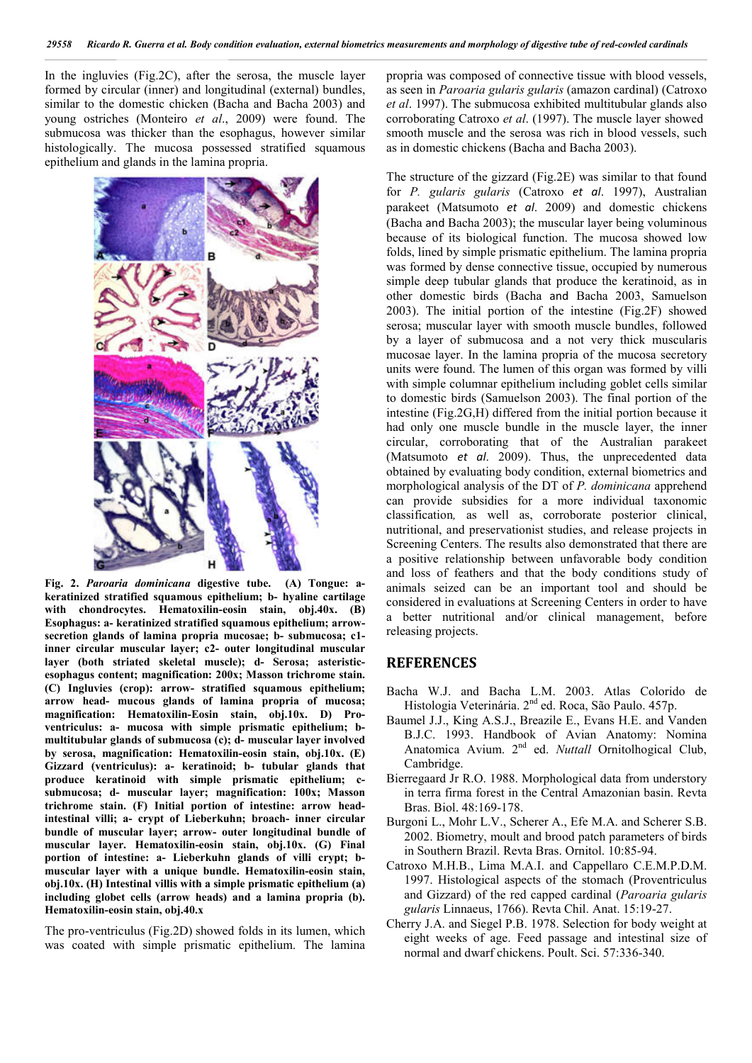In the ingluvies (Fig.2C), after the serosa, the muscle layer formed by circular (inner) and longitudinal (external) bundles, similar to the domestic chicken (Bacha and Bacha 2003) and young ostriches (Monteiro *et al*., 2009) were found. The submucosa was thicker than the esophagus, however similar histologically. The mucosa possessed stratified squamous epithelium and glands in the lamina propria.

**Fig. 2. *Paroaria dominicana* digestive tube. (A) Tongue: a- keratinized stratified squamous epithelium; b- hyaline cartilage with chondrocytes. Hematoxilin-eosin stain, obj.40x. (B) Esophagus: a- keratinized stratified squamous epithelium; arrow- secretion glands of lamina propria mucosae; b- submucosa; c1- inner circular muscular layer; c2- outer longitudinal muscular layer (both striated skeletal muscle); d- Serosa; asteristic- esophagus content; magnification: 200x; Masson trichrome stain. (C) Ingluvies (crop): arrow- stratified squamous epithelium; arrow head- mucous glands of lamina propria of mucosa; magnification: Hematoxilin-Eosin stain, obj.10x. D) Pro-ventriculus: a- mucosa with simple prismatic epithelium; b- multitubular glands of submucosa (c); d- muscular layer involved by serosa, magnification: Hematoxilin-eosin stain, obj.10x. (E) Gizzard (ventriculus): a- keratinoid; b- tubular glands that produce keratinoid with simple prismatic epithelium; c- submucosa; d- muscular layer; magnification: 100x; Masson trichrome stain. (F) Initial portion of intestine: arrow head- intestinal villi; a- crypt of Lieberkuhn; broach- inner circular bundle of muscular layer; arrow- outer longitudinal bundle of muscular layer. Hematoxilin-eosin stain, obj.10x. (G) Final portion of intestine: a- Lieberkuhn glands of villi crypt; b- muscular layer with a unique bundle. Hematoxilin-eosin stain, obj.10x. (H) Intestinal villis with a simple prismatic epithelium (a) including globet cells (arrow heads) and a lamina propria (b). Hematoxilin-eosin stain, obj.40.x**

The pro-ventriculus (Fig.2D) showed folds in its lumen, which was coated with simple prismatic epithelium. The lamina propria was composed of connective tissue with blood vessels, as seen in *Paroaria gularis gularis* (amazon cardinal) (Catroxo *et al*. 1997). The submucosa exhibited multitubular glands also corroborating Catroxo *et al*. (1997). The muscle layer showed smooth muscle and the serosa was rich in blood vessels, such as in domestic chickens (Bacha and Bacha 2003).

The structure of the gizzard (Fig.2E) was similar to that found for *P. gularis gularis* (Catroxo *et al*. 1997), Australian parakeet (Matsumoto *et al*. 2009) and domestic chickens (Bacha and Bacha 2003); the muscular layer being voluminous because of its biological function. The mucosa showed low folds, lined by simple prismatic epithelium. The lamina propria was formed by dense connective tissue, occupied by numerous simple deep tubular glands that produce the keratinoid, as in other domestic birds (Bacha and Bacha 2003, Samuelson 2003). The initial portion of the intestine (Fig.2F) showed serosa; muscular layer with smooth muscle bundles, followed by a layer of submucosa and a not very thick muscularis mucosae layer. In the lamina propria of the mucosa secretory units were found. The lumen of this organ was formed by villi with simple columnar epithelium including goblet cells similar to domestic birds (Samuelson 2003). The final portion of the intestine (Fig.2G,H) differed from the initial portion because it had only one muscle bundle in the muscle layer, the inner circular, corroborating that of the Australian parakeet (Matsumoto *et al*. 2009). Thus, the unprecedented data obtained by evaluating body condition, external biometrics and morphological analysis of the DT of *P. dominicana* apprehend can provide subsidies for a more individual taxonomic classification, as well as, corroborate posterior clinical, nutritional, and preservationist studies, and release projects in Screening Centers. The results also demonstrated that there are a positive relationship between unfavorable body condition and loss of feathers and that the body conditions study of animals seized can be an important tool and should be considered in evaluations at Screening Centers in order to have a better nutritional and/or clinical management, before releasing projects.

## REFERENCES

Bacha W.J. and Bacha L.M. 2003. Atlas Colorido de Histologia Veterinária. 2[nd] ed. Roca, São Paulo. 457p.

Baumel J.J., King A.S.J., Breazile E., Evans H.E. and Vanden B.J.C. 1993. Handbook of Avian Anatomy: Nomina Anatomica Avium. 2[nd] ed. *Nuttall* Ornitolhogical Club, Cambridge.

Bierregaard Jr R.O. 1988. Morphological data from understory in terra firma forest in the Central Amazonian basin. Revta Bras. Biol. 48:169-178.

Burgoni L., Mohr L.V., Scherer A., Efe M.A. and Scherer S.B. 2002. Biometry, moult and brood patch parameters of birds in Southern Brazil. Revta Bras. Ornitol. 10:85-94.

Catroxo M.H.B., Lima M.A.I. and Cappellaro C.E.M.P.D.M. 1997. Histological aspects of the stomach (Proventriculus and Gizzard) of the red capped cardinal (*Paroaria gularis gularis* Linnaeus, 1766). Revta Chil. Anat. 15:19-27.

Cherry J.A. and Siegel P.B. 1978. Selection for body weight at eight weeks of age. Feed passage and intestinal size of normal and dwarf chickens. Poult. Sci. 57:336-340.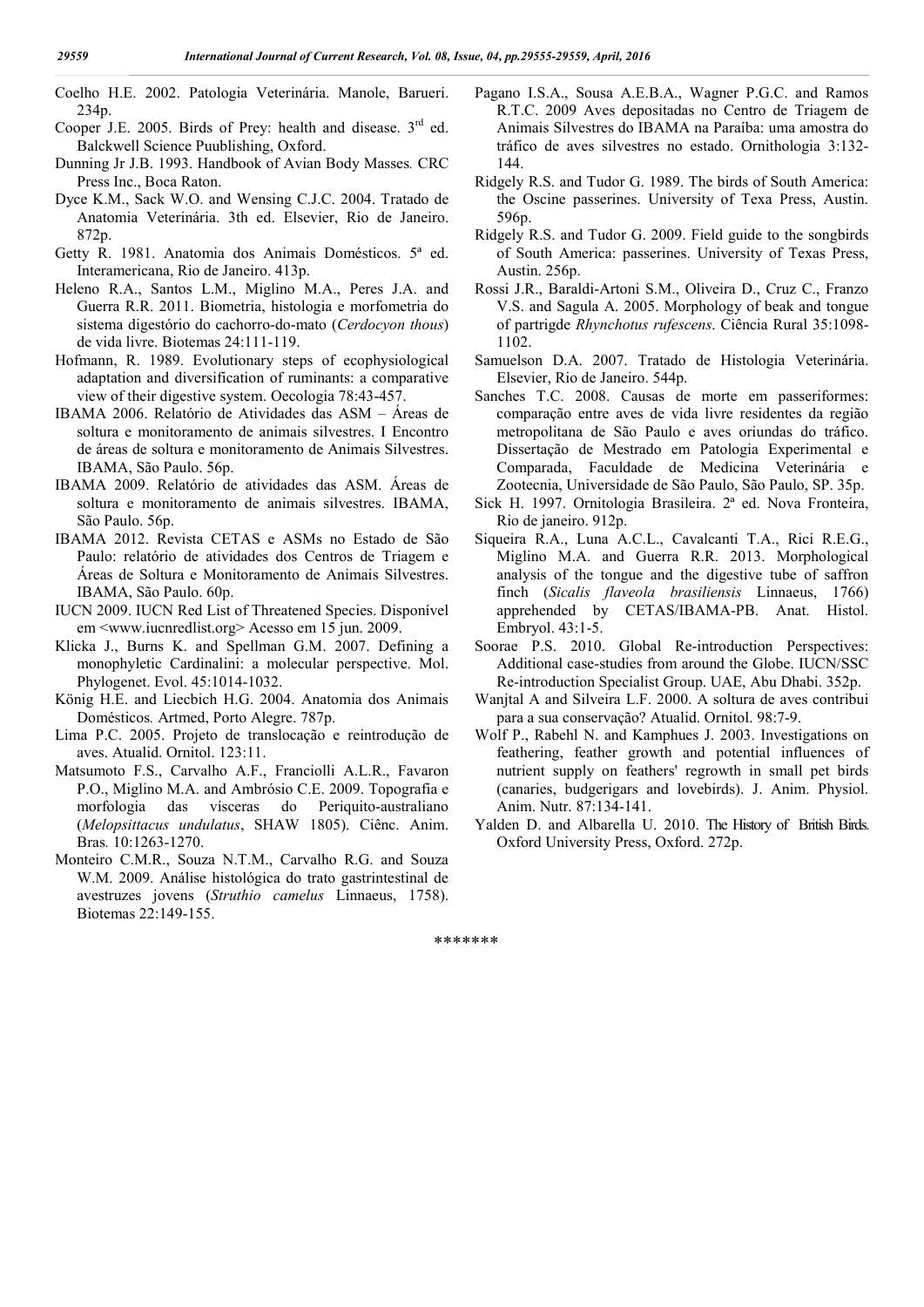Coelho H.E. 2002. Patologia Veterinária. Manole, Barueri. 234p.

Cooper J.E. 2005. Birds of Prey: health and disease. 3rd ed. Balckwell Science Puublishing, Oxford.

Dunning Jr J.B. 1993. Handbook of Avian Body Masses*.* CRC Press Inc., Boca Raton.

Dyce K.M., Sack W.O. and Wensing C.J.C. 2004. Tratado de Anatomia Veterinária. 3th ed. Elsevier, Rio de Janeiro. 872p.

Getty R. 1981. Anatomia dos Animais Domésticos. 5ª ed. Interamericana, Rio de Janeiro. 413p.

Heleno R.A., Santos L.M., Miglino M.A., Peres J.A. and Guerra R.R. 2011. Biometria, histologia e morfometria do sistema digestório do cachorro-do-mato (*Cerdocyon thous*) de vida livre. Biotemas 24:111-119.

Hofmann, R. 1989. Evolutionary steps of ecophysiological adaptation and diversification of ruminants: a comparative view of their digestive system. Oecologia 78:43-457.

IBAMA 2006. Relatório de Atividades das ASM – Áreas de soltura e monitoramento de animais silvestres. I Encontro de áreas de soltura e monitoramento de Animais Silvestres. IBAMA, São Paulo. 56p.

IBAMA 2009. Relatório de atividades das ASM. Áreas de soltura e monitoramento de animais silvestres. IBAMA, São Paulo. 56p.

IBAMA 2012. Revista CETAS e ASMs no Estado de São Paulo: relatório de atividades dos Centros de Triagem e Áreas de Soltura e Monitoramento de Animais Silvestres. IBAMA, São Paulo. 60p.

IUCN 2009. IUCN Red List of Threatened Species. Disponível em <www.iucnredlist.org> Acesso em 15 jun. 2009.

Klicka J., Burns K. and Spellman G.M. 2007. Defining a monophyletic Cardinalini: a molecular perspective. Mol. Phylogenet. Evol. 45:1014-1032.

König H.E. and Liecbich H.G. 2004. Anatomia dos Animais Domésticos*.* Artmed, Porto Alegre. 787p.

Lima P.C. 2005. Projeto de translocação e reintrodução de aves. Atualid. Ornitol. 123:11.

Matsumoto F.S., Carvalho A.F., Franciolli A.L.R., Favaron P.O., Miglino M.A. and Ambrósio C.E. 2009. Topografia e morfologia das vísceras do Periquito-australiano (*Melopsittacus undulatus*, SHAW 1805). Ciênc. Anim. Bras*.* 10:1263-1270.

Monteiro C.M.R., Souza N.T.M., Carvalho R.G. and Souza W.M. 2009. Análise histológica do trato gastrintestinal de avestruzes jovens (*Struthio camelus* Linnaeus, 1758). Biotemas 22:149-155.

Pagano I.S.A., Sousa A.E.B.A., Wagner P.G.C. and Ramos R.T.C. 2009 Aves depositadas no Centro de Triagem de Animais Silvestres do IBAMA na Paraíba: uma amostra do tráfico de aves silvestres no estado. Ornithologia 3:132-144.

Ridgely R.S. and Tudor G. 1989. The birds of South America: the Oscine passerines. University of Texa Press, Austin. 596p.

Ridgely R.S. and Tudor G. 2009. Field guide to the songbirds of South America: passerines. University of Texas Press, Austin. 256p.

Rossi J.R., Baraldi-Artoni S.M., Oliveira D., Cruz C., Franzo V.S. and Sagula A. 2005. Morphology of beak and tongue of partrigde *Rhynchotus rufescens*. Ciência Rural 35:1098-1102.

Samuelson D.A. 2007. Tratado de Histologia Veterinária. Elsevier, Rio de Janeiro. 544p.

Sanches T.C. 2008. Causas de morte em passeriformes: comparação entre aves de vida livre residentes da região metropolitana de São Paulo e aves oriundas do tráfico. Dissertação de Mestrado em Patologia Experimental e Comparada, Faculdade de Medicina Veterinária e Zootecnia, Universidade de São Paulo, São Paulo, SP. 35p.

Sick H. 1997. Ornitologia Brasileira. 2ª ed. Nova Fronteira, Rio de janeiro. 912p.

Siqueira R.A., Luna A.C.L., Cavalcanti T.A., Rici R.E.G., Miglino M.A. and Guerra R.R. 2013. Morphological analysis of the tongue and the digestive tube of saffron finch (*Sicalis flaveola brasiliensis* Linnaeus, 1766) apprehended by CETAS/IBAMA-PB. Anat. Histol. Embryol. 43:1-5.

Soorae P.S. 2010. Global Re-introduction Perspectives: Additional case-studies from around the Globe. IUCN/SSC Re-introduction Specialist Group. UAE, Abu Dhabi. 352p.

Wanjtal A and Silveira L.F. 2000. A soltura de aves contribui para a sua conservação? Atualid. Ornitol. 98:7-9.

Wolf P., Rabehl N. and Kamphues J. 2003. Investigations on feathering, feather growth and potential influences of nutrient supply on feathers' regrowth in small pet birds (canaries, budgerigars and lovebirds). J. Anim. Physiol. Anim. Nutr. 87:134-141.

Yalden D. and Albarella U. 2010. The History of British Birds. Oxford University Press, Oxford. 272p.

\*\*\*\*\*\*\*